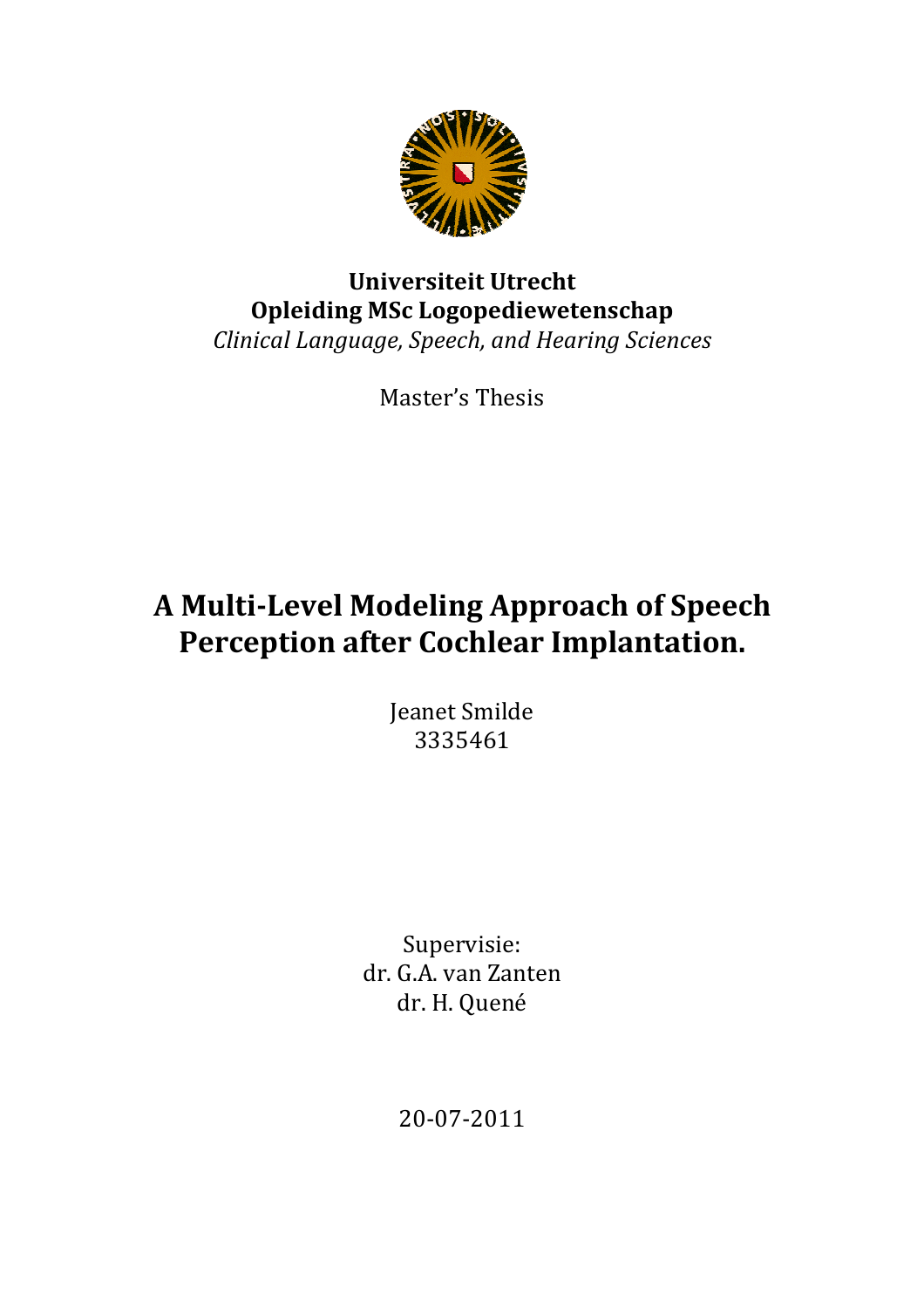**Universiteit Utrecht**
**Opleiding MSc Logopediewetenschap**
*Clinical Language, Speech, and Hearing Sciences*

Master's Thesis

# A Multi-Level Modeling Approach of Speech Perception after Cochlear Implantation.

Jeanet Smilde
3335461

Supervisie:
dr. G.A. van Zanten
dr. H. Quené

20-07-2011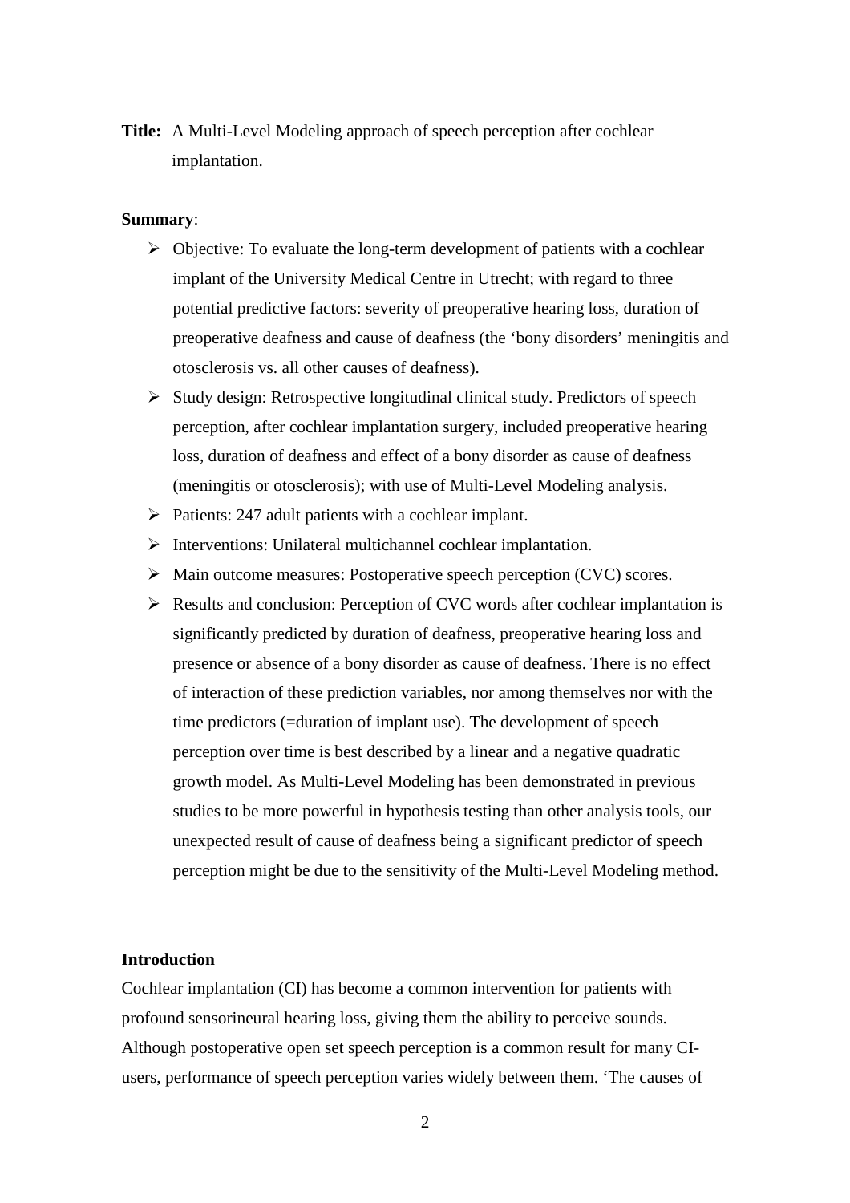**Title:** A Multi-Level Modeling approach of speech perception after cochlear implantation.

**Summary**:

- Objective: To evaluate the long-term development of patients with a cochlear implant of the University Medical Centre in Utrecht; with regard to three potential predictive factors: severity of preoperative hearing loss, duration of preoperative deafness and cause of deafness (the 'bony disorders' meningitis and otosclerosis vs. all other causes of deafness).
- Study design: Retrospective longitudinal clinical study. Predictors of speech perception, after cochlear implantation surgery, included preoperative hearing loss, duration of deafness and effect of a bony disorder as cause of deafness (meningitis or otosclerosis); with use of Multi-Level Modeling analysis.
- Patients: 247 adult patients with a cochlear implant.
- Interventions: Unilateral multichannel cochlear implantation.
- Main outcome measures: Postoperative speech perception (CVC) scores.
- Results and conclusion: Perception of CVC words after cochlear implantation is significantly predicted by duration of deafness, preoperative hearing loss and presence or absence of a bony disorder as cause of deafness. There is no effect of interaction of these prediction variables, nor among themselves nor with the time predictors (=duration of implant use). The development of speech perception over time is best described by a linear and a negative quadratic growth model. As Multi-Level Modeling has been demonstrated in previous studies to be more powerful in hypothesis testing than other analysis tools, our unexpected result of cause of deafness being a significant predictor of speech perception might be due to the sensitivity of the Multi-Level Modeling method.

**Introduction**

Cochlear implantation (CI) has become a common intervention for patients with profound sensorineural hearing loss, giving them the ability to perceive sounds. Although postoperative open set speech perception is a common result for many CI-users, performance of speech perception varies widely between them. 'The causes of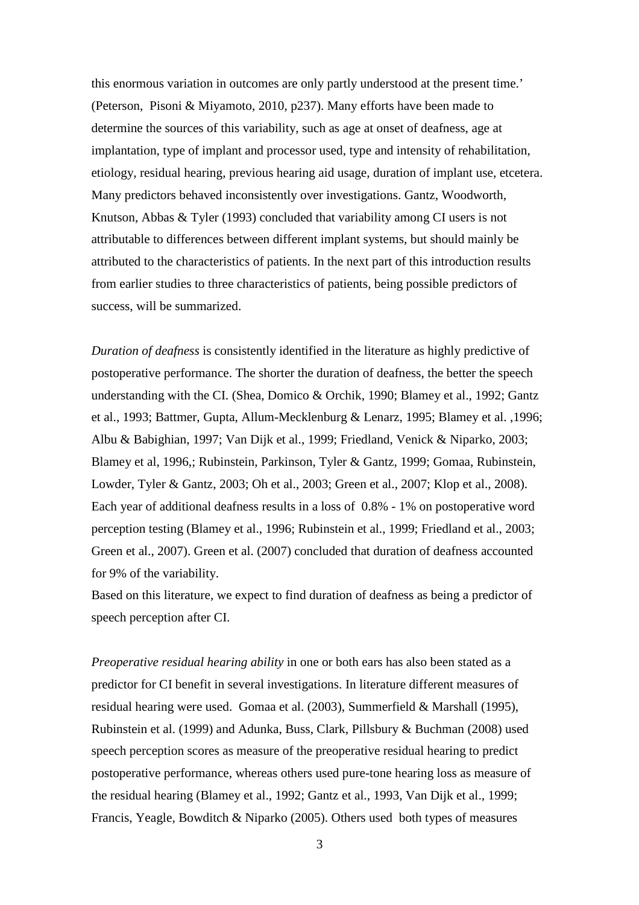this enormous variation in outcomes are only partly understood at the present time.' (Peterson, Pisoni & Miyamoto, 2010, p237). Many efforts have been made to determine the sources of this variability, such as age at onset of deafness, age at implantation, type of implant and processor used, type and intensity of rehabilitation, etiology, residual hearing, previous hearing aid usage, duration of implant use, etcetera. Many predictors behaved inconsistently over investigations. Gantz, Woodworth, Knutson, Abbas & Tyler (1993) concluded that variability among CI users is not attributable to differences between different implant systems, but should mainly be attributed to the characteristics of patients. In the next part of this introduction results from earlier studies to three characteristics of patients, being possible predictors of success, will be summarized.

*Duration of deafness* is consistently identified in the literature as highly predictive of postoperative performance. The shorter the duration of deafness, the better the speech understanding with the CI. (Shea, Domico & Orchik, 1990; Blamey et al., 1992; Gantz et al., 1993; Battmer, Gupta, Allum-Mecklenburg & Lenarz, 1995; Blamey et al. ,1996; Albu & Babighian, 1997; Van Dijk et al., 1999; Friedland, Venick & Niparko, 2003; Blamey et al, 1996,; Rubinstein, Parkinson, Tyler & Gantz, 1999; Gomaa, Rubinstein, Lowder, Tyler & Gantz, 2003; Oh et al., 2003; Green et al., 2007; Klop et al., 2008). Each year of additional deafness results in a loss of 0.8% - 1% on postoperative word perception testing (Blamey et al., 1996; Rubinstein et al., 1999; Friedland et al., 2003; Green et al., 2007). Green et al. (2007) concluded that duration of deafness accounted for 9% of the variability.
Based on this literature, we expect to find duration of deafness as being a predictor of speech perception after CI.

*Preoperative residual hearing ability* in one or both ears has also been stated as a predictor for CI benefit in several investigations. In literature different measures of residual hearing were used. Gomaa et al. (2003), Summerfield & Marshall (1995), Rubinstein et al. (1999) and Adunka, Buss, Clark, Pillsbury & Buchman (2008) used speech perception scores as measure of the preoperative residual hearing to predict postoperative performance, whereas others used pure-tone hearing loss as measure of the residual hearing (Blamey et al., 1992; Gantz et al., 1993, Van Dijk et al., 1999; Francis, Yeagle, Bowditch & Niparko (2005). Others used both types of measures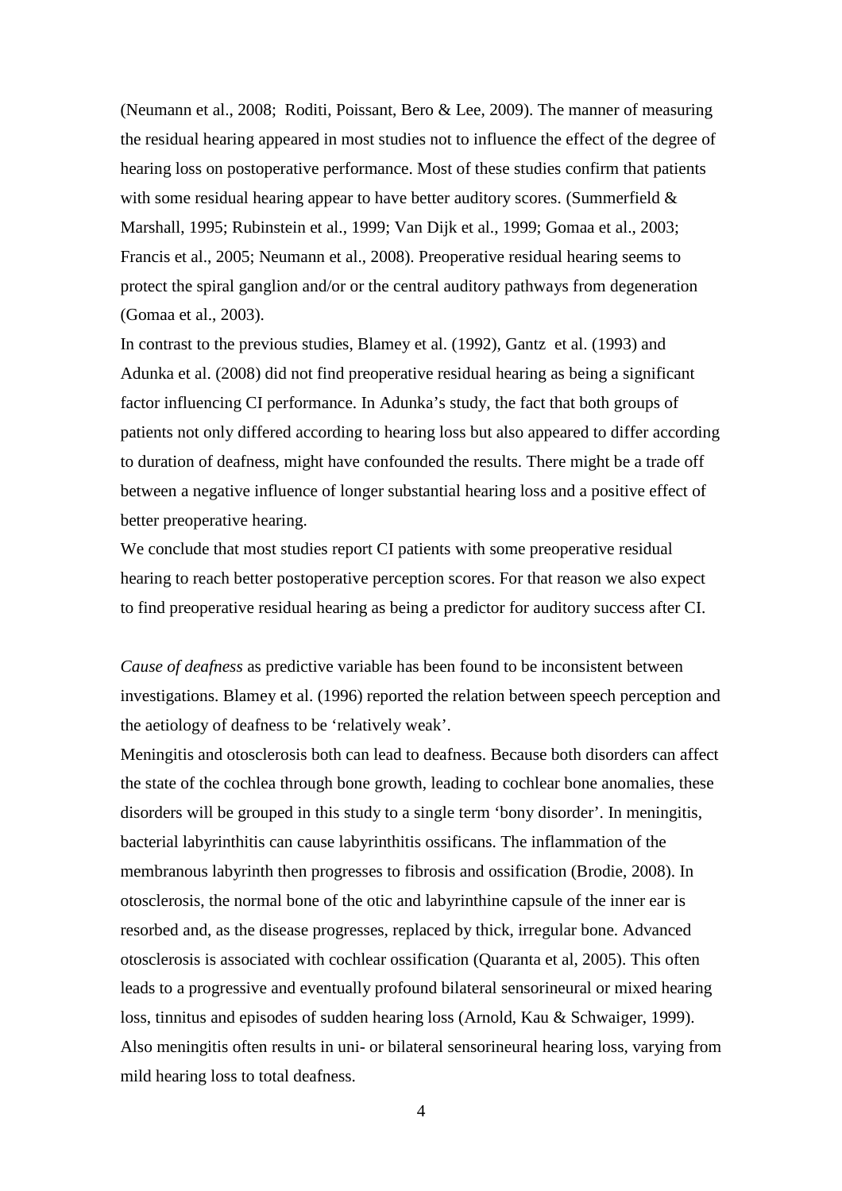(Neumann et al., 2008;  Roditi, Poissant, Bero & Lee, 2009). The manner of measuring the residual hearing appeared in most studies not to influence the effect of the degree of hearing loss on postoperative performance. Most of these studies confirm that patients with some residual hearing appear to have better auditory scores. (Summerfield & Marshall, 1995; Rubinstein et al., 1999; Van Dijk et al., 1999; Gomaa et al., 2003; Francis et al., 2005; Neumann et al., 2008). Preoperative residual hearing seems to protect the spiral ganglion and/or or the central auditory pathways from degeneration (Gomaa et al., 2003).

In contrast to the previous studies, Blamey et al. (1992), Gantz  et al. (1993) and Adunka et al. (2008) did not find preoperative residual hearing as being a significant factor influencing CI performance. In Adunka's study, the fact that both groups of patients not only differed according to hearing loss but also appeared to differ according to duration of deafness, might have confounded the results. There might be a trade off between a negative influence of longer substantial hearing loss and a positive effect of better preoperative hearing.

We conclude that most studies report CI patients with some preoperative residual hearing to reach better postoperative perception scores. For that reason we also expect to find preoperative residual hearing as being a predictor for auditory success after CI.

*Cause of deafness* as predictive variable has been found to be inconsistent between investigations. Blamey et al. (1996) reported the relation between speech perception and the aetiology of deafness to be 'relatively weak'.

Meningitis and otosclerosis both can lead to deafness. Because both disorders can affect the state of the cochlea through bone growth, leading to cochlear bone anomalies, these disorders will be grouped in this study to a single term 'bony disorder'. In meningitis, bacterial labyrinthitis can cause labyrinthitis ossificans. The inflammation of the membranous labyrinth then progresses to fibrosis and ossification (Brodie, 2008). In otosclerosis, the normal bone of the otic and labyrinthine capsule of the inner ear is resorbed and, as the disease progresses, replaced by thick, irregular bone. Advanced otosclerosis is associated with cochlear ossification (Quaranta et al, 2005). This often leads to a progressive and eventually profound bilateral sensorineural or mixed hearing loss, tinnitus and episodes of sudden hearing loss (Arnold, Kau & Schwaiger, 1999). Also meningitis often results in uni- or bilateral sensorineural hearing loss, varying from mild hearing loss to total deafness.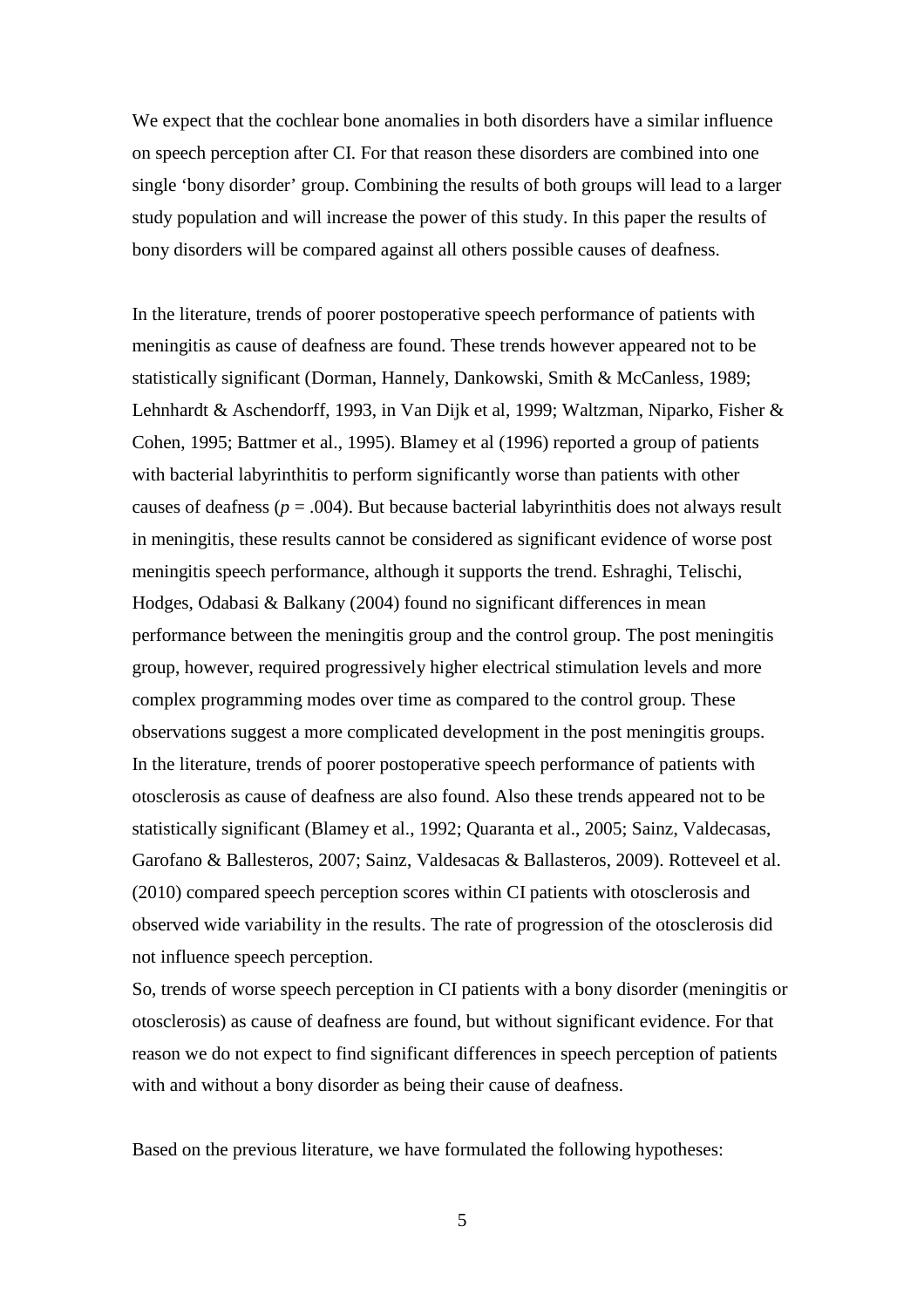We expect that the cochlear bone anomalies in both disorders have a similar influence on speech perception after CI. For that reason these disorders are combined into one single 'bony disorder' group. Combining the results of both groups will lead to a larger study population and will increase the power of this study. In this paper the results of bony disorders will be compared against all others possible causes of deafness.

In the literature, trends of poorer postoperative speech performance of patients with meningitis as cause of deafness are found. These trends however appeared not to be statistically significant (Dorman, Hannely, Dankowski, Smith & McCanless, 1989; Lehnhardt & Aschendorff, 1993, in Van Dijk et al, 1999; Waltzman, Niparko, Fisher & Cohen, 1995; Battmer et al., 1995). Blamey et al (1996) reported a group of patients with bacterial labyrinthitis to perform significantly worse than patients with other causes of deafness (*p* = .004). But because bacterial labyrinthitis does not always result in meningitis, these results cannot be considered as significant evidence of worse post meningitis speech performance, although it supports the trend. Eshraghi, Telischi, Hodges, Odabasi & Balkany (2004) found no significant differences in mean performance between the meningitis group and the control group. The post meningitis group, however, required progressively higher electrical stimulation levels and more complex programming modes over time as compared to the control group. These observations suggest a more complicated development in the post meningitis groups. In the literature, trends of poorer postoperative speech performance of patients with otosclerosis as cause of deafness are also found. Also these trends appeared not to be statistically significant (Blamey et al., 1992; Quaranta et al., 2005; Sainz, Valdecasas, Garofano & Ballesteros, 2007; Sainz, Valdesacas & Ballasteros, 2009). Rotteveel et al. (2010) compared speech perception scores within CI patients with otosclerosis and observed wide variability in the results. The rate of progression of the otosclerosis did not influence speech perception.

So, trends of worse speech perception in CI patients with a bony disorder (meningitis or otosclerosis) as cause of deafness are found, but without significant evidence. For that reason we do not expect to find significant differences in speech perception of patients with and without a bony disorder as being their cause of deafness.

Based on the previous literature, we have formulated the following hypotheses: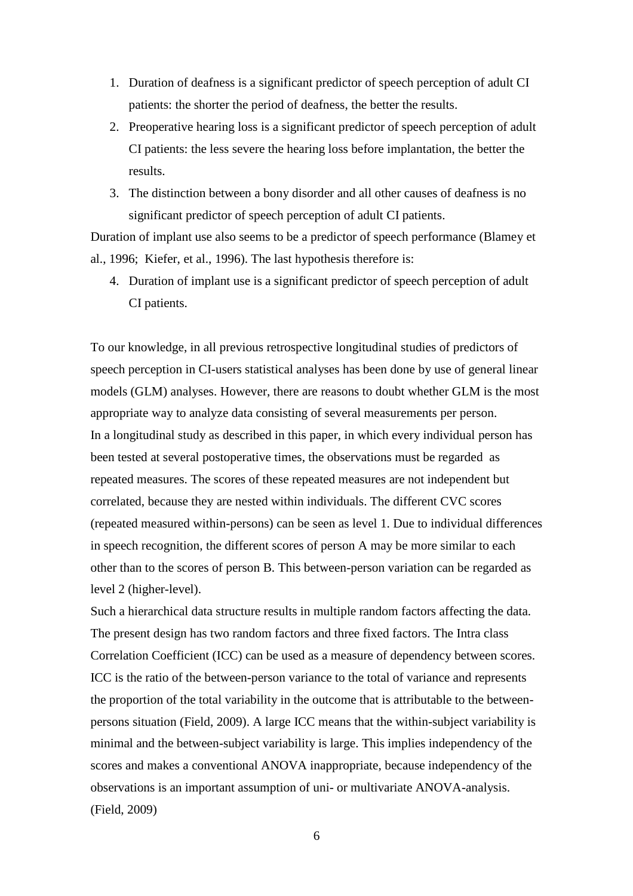1. Duration of deafness is a significant predictor of speech perception of adult CI patients: the shorter the period of deafness, the better the results.
2. Preoperative hearing loss is a significant predictor of speech perception of adult CI patients: the less severe the hearing loss before implantation, the better the results.
3. The distinction between a bony disorder and all other causes of deafness is no significant predictor of speech perception of adult CI patients.

Duration of implant use also seems to be a predictor of speech performance (Blamey et al., 1996; Kiefer, et al., 1996). The last hypothesis therefore is:

4. Duration of implant use is a significant predictor of speech perception of adult CI patients.

To our knowledge, in all previous retrospective longitudinal studies of predictors of speech perception in CI-users statistical analyses has been done by use of general linear models (GLM) analyses. However, there are reasons to doubt whether GLM is the most appropriate way to analyze data consisting of several measurements per person.
In a longitudinal study as described in this paper, in which every individual person has been tested at several postoperative times, the observations must be regarded as repeated measures. The scores of these repeated measures are not independent but correlated, because they are nested within individuals. The different CVC scores (repeated measured within-persons) can be seen as level 1. Due to individual differences in speech recognition, the different scores of person A may be more similar to each other than to the scores of person B. This between-person variation can be regarded as level 2 (higher-level).
Such a hierarchical data structure results in multiple random factors affecting the data. The present design has two random factors and three fixed factors. The Intra class Correlation Coefficient (ICC) can be used as a measure of dependency between scores. ICC is the ratio of the between-person variance to the total of variance and represents the proportion of the total variability in the outcome that is attributable to the between-persons situation (Field, 2009). A large ICC means that the within-subject variability is minimal and the between-subject variability is large. This implies independency of the scores and makes a conventional ANOVA inappropriate, because independency of the observations is an important assumption of uni- or multivariate ANOVA-analysis. (Field, 2009)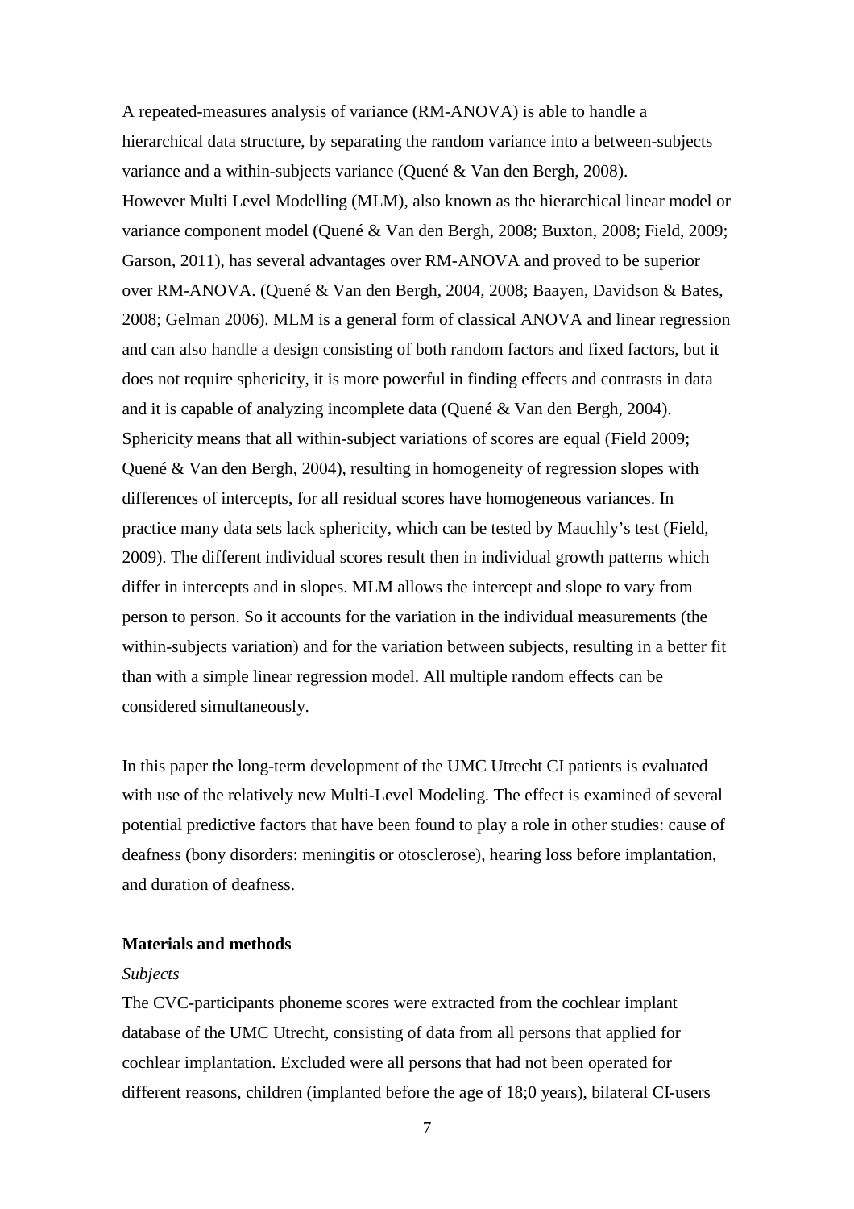A repeated-measures analysis of variance (RM-ANOVA) is able to handle a hierarchical data structure, by separating the random variance into a between-subjects variance and a within-subjects variance (Quené & Van den Bergh, 2008). However Multi Level Modelling (MLM), also known as the hierarchical linear model or variance component model (Quené & Van den Bergh, 2008; Buxton, 2008; Field, 2009; Garson, 2011), has several advantages over RM-ANOVA and proved to be superior over RM-ANOVA. (Quené & Van den Bergh, 2004, 2008; Baayen, Davidson & Bates, 2008; Gelman 2006). MLM is a general form of classical ANOVA and linear regression and can also handle a design consisting of both random factors and fixed factors, but it does not require sphericity, it is more powerful in finding effects and contrasts in data and it is capable of analyzing incomplete data (Quené & Van den Bergh, 2004). Sphericity means that all within-subject variations of scores are equal (Field 2009; Quené & Van den Bergh, 2004), resulting in homogeneity of regression slopes with differences of intercepts, for all residual scores have homogeneous variances. In practice many data sets lack sphericity, which can be tested by Mauchly's test (Field, 2009). The different individual scores result then in individual growth patterns which differ in intercepts and in slopes. MLM allows the intercept and slope to vary from person to person. So it accounts for the variation in the individual measurements (the within-subjects variation) and for the variation between subjects, resulting in a better fit than with a simple linear regression model. All multiple random effects can be considered simultaneously.

In this paper the long-term development of the UMC Utrecht CI patients is evaluated with use of the relatively new Multi-Level Modeling. The effect is examined of several potential predictive factors that have been found to play a role in other studies: cause of deafness (bony disorders: meningitis or otosclerose), hearing loss before implantation, and duration of deafness.

## Materials and methods

### *Subjects*

The CVC-participants phoneme scores were extracted from the cochlear implant database of the UMC Utrecht, consisting of data from all persons that applied for cochlear implantation. Excluded were all persons that had not been operated for different reasons, children (implanted before the age of 18;0 years), bilateral CI-users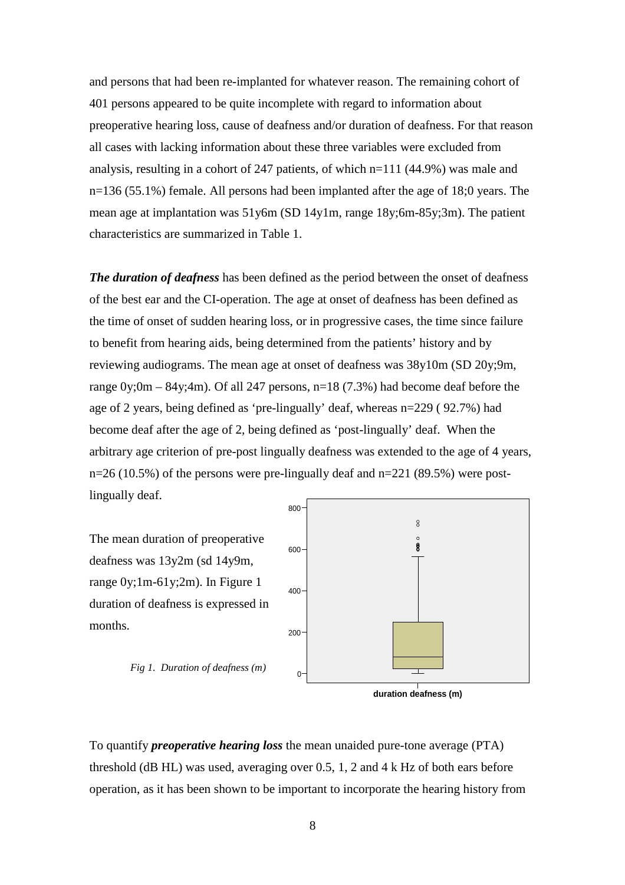and persons that had been re-implanted for whatever reason. The remaining cohort of 401 persons appeared to be quite incomplete with regard to information about preoperative hearing loss, cause of deafness and/or duration of deafness. For that reason all cases with lacking information about these three variables were excluded from analysis, resulting in a cohort of 247 patients, of which n=111 (44.9%) was male and n=136 (55.1%) female. All persons had been implanted after the age of 18;0 years. The mean age at implantation was 51y6m (SD 14y1m, range 18y;6m-85y;3m). The patient characteristics are summarized in Table 1.

***The duration of deafness*** has been defined as the period between the onset of deafness of the best ear and the CI-operation. The age at onset of deafness has been defined as the time of onset of sudden hearing loss, or in progressive cases, the time since failure to benefit from hearing aids, being determined from the patients' history and by reviewing audiograms. The mean age at onset of deafness was 38y10m (SD 20y;9m, range 0y;0m – 84y;4m). Of all 247 persons, n=18 (7.3%) had become deaf before the age of 2 years, being defined as 'pre-lingually' deaf, whereas n=229 ( 92.7%) had become deaf after the age of 2, being defined as 'post-lingually' deaf. When the arbitrary age criterion of pre-post lingually deafness was extended to the age of 4 years, n=26 (10.5%) of the persons were pre-lingually deaf and n=221 (89.5%) were post-lingually deaf.

The mean duration of preoperative deafness was 13y2m (sd 14y9m, range 0y;1m-61y;2m). In Figure 1 duration of deafness is expressed in months.

*Fig 1. Duration of deafness (m)*

To quantify ***preoperative hearing loss*** the mean unaided pure-tone average (PTA) threshold (dB HL) was used, averaging over 0.5, 1, 2 and 4 k Hz of both ears before operation, as it has been shown to be important to incorporate the hearing history from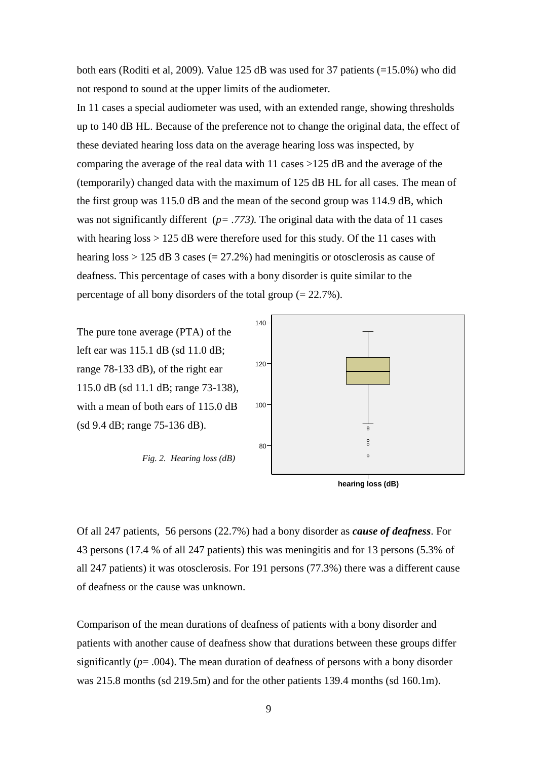both ears (Roditi et al, 2009). Value 125 dB was used for 37 patients (=15.0%) who did not respond to sound at the upper limits of the audiometer.

In 11 cases a special audiometer was used, with an extended range, showing thresholds up to 140 dB HL. Because of the preference not to change the original data, the effect of these deviated hearing loss data on the average hearing loss was inspected, by comparing the average of the real data with 11 cases >125 dB and the average of the (temporarily) changed data with the maximum of 125 dB HL for all cases. The mean of the first group was 115.0 dB and the mean of the second group was 114.9 dB, which was not significantly different (*p= .773)*. The original data with the data of 11 cases with hearing loss > 125 dB were therefore used for this study. Of the 11 cases with hearing loss > 125 dB 3 cases (= 27.2%) had meningitis or otosclerosis as cause of deafness. This percentage of cases with a bony disorder is quite similar to the percentage of all bony disorders of the total group (= 22.7%).

The pure tone average (PTA) of the left ear was 115.1 dB (sd 11.0 dB; range 78-133 dB), of the right ear 115.0 dB (sd 11.1 dB; range 73-138), with a mean of both ears of 115.0 dB (sd 9.4 dB; range 75-136 dB).

*Fig. 2. Hearing loss (dB)*

Of all 247 patients, 56 persons (22.7%) had a bony disorder as ***cause of deafness***. For 43 persons (17.4 % of all 247 patients) this was meningitis and for 13 persons (5.3% of all 247 patients) it was otosclerosis. For 191 persons (77.3%) there was a different cause of deafness or the cause was unknown.

Comparison of the mean durations of deafness of patients with a bony disorder and patients with another cause of deafness show that durations between these groups differ significantly (*p*= .004). The mean duration of deafness of persons with a bony disorder was 215.8 months (sd 219.5m) and for the other patients 139.4 months (sd 160.1m).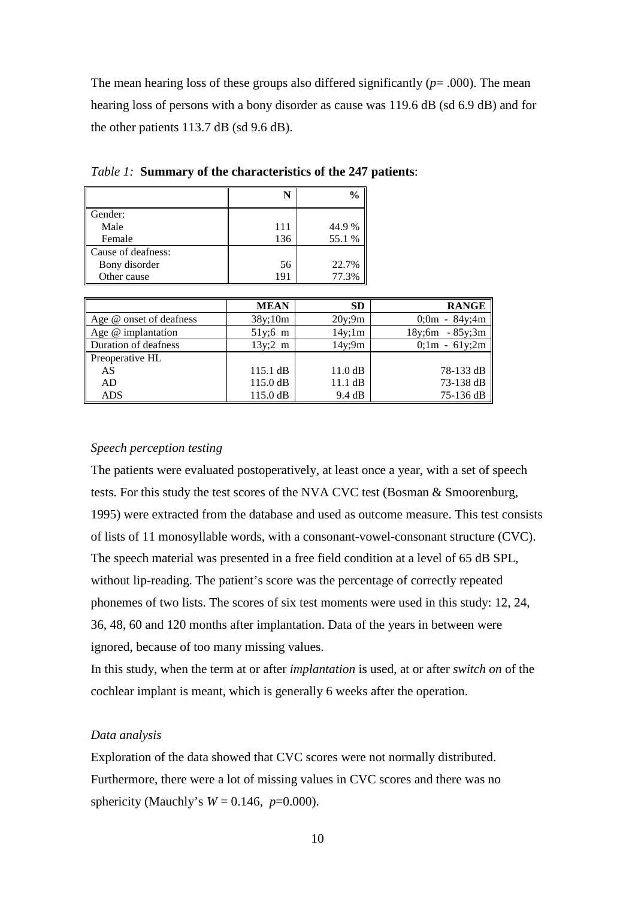The mean hearing loss of these groups also differed significantly ($p$= .000). The mean hearing loss of persons with a bony disorder as cause was 119.6 dB (sd 6.9 dB) and for the other patients 113.7 dB (sd 9.6 dB).

*Table 1:* **Summary of the characteristics of the 247 patients**:

| | N | % |
|---|---|---|
| Gender: | | |
| Male | 111 | 44.9 % |
| Female | 136 | 55.1 % |
| Cause of deafness: | | |
| Bony disorder | 56 | 22.7% |
| Other cause | 191 | 77.3% |

| | MEAN | SD | RANGE |
|---|---|---|---|
| Age @ onset of deafness | 38y;10m | 20y;9m | 0;0m - 84y;4m |
| Age @ implantation | 51y;6 m | 14y;1m | 18y;6m - 85y;3m |
| Duration of deafness | 13y;2 m | 14y;9m | 0;1m - 61y;2m |
| Preoperative HL | | | |
| AS | 115.1 dB | 11.0 dB | 78-133 dB |
| AD | 115.0 dB | 11.1 dB | 73-138 dB |
| ADS | 115.0 dB | 9.4 dB | 75-136 dB |

*Speech perception testing*

The patients were evaluated postoperatively, at least once a year, with a set of speech tests. For this study the test scores of the NVA CVC test (Bosman & Smoorenburg, 1995) were extracted from the database and used as outcome measure. This test consists of lists of 11 monosyllable words, with a consonant-vowel-consonant structure (CVC). The speech material was presented in a free field condition at a level of 65 dB SPL, without lip-reading. The patient's score was the percentage of correctly repeated phonemes of two lists. The scores of six test moments were used in this study: 12, 24, 36, 48, 60 and 120 months after implantation. Data of the years in between were ignored, because of too many missing values.

In this study, when the term at or after *implantation* is used, at or after *switch on* of the cochlear implant is meant, which is generally 6 weeks after the operation.

*Data analysis*

Exploration of the data showed that CVC scores were not normally distributed. Furthermore, there were a lot of missing values in CVC scores and there was no sphericity (Mauchly's $W$ = 0.146, $p$=0.000).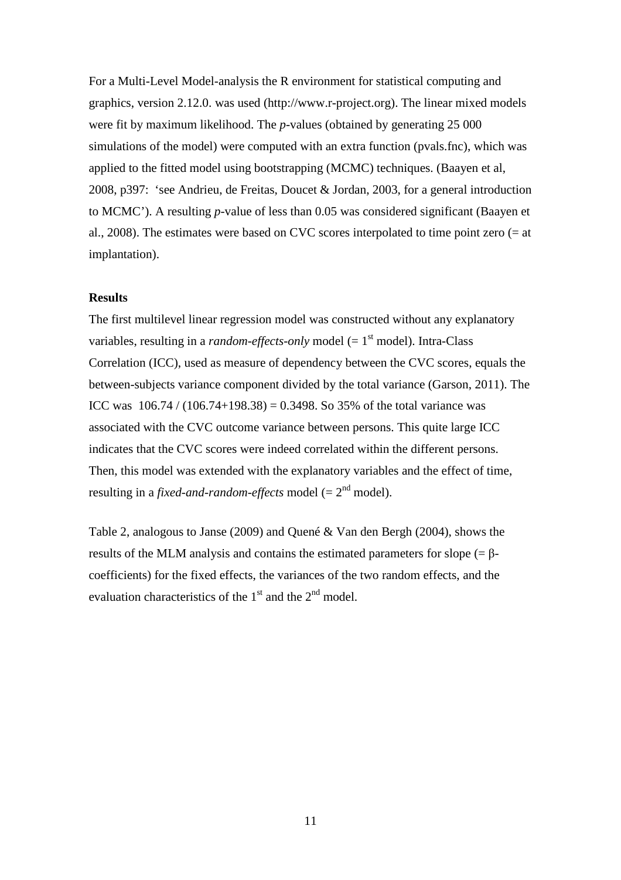For a Multi-Level Model-analysis the R environment for statistical computing and graphics, version 2.12.0. was used (http://www.r-project.org). The linear mixed models were fit by maximum likelihood. The *p*-values (obtained by generating 25 000 simulations of the model) were computed with an extra function (pvals.fnc), which was applied to the fitted model using bootstrapping (MCMC) techniques. (Baayen et al, 2008, p397: 'see Andrieu, de Freitas, Doucet & Jordan, 2003, for a general introduction to MCMC'). A resulting *p*-value of less than 0.05 was considered significant (Baayen et al., 2008). The estimates were based on CVC scores interpolated to time point zero (= at implantation).

**Results**

The first multilevel linear regression model was constructed without any explanatory variables, resulting in a *random-effects-only* model (= 1st model). Intra-Class Correlation (ICC), used as measure of dependency between the CVC scores, equals the between-subjects variance component divided by the total variance (Garson, 2011). The ICC was 106.74 / (106.74+198.38) = 0.3498. So 35% of the total variance was associated with the CVC outcome variance between persons. This quite large ICC indicates that the CVC scores were indeed correlated within the different persons. Then, this model was extended with the explanatory variables and the effect of time, resulting in a *fixed-and-random-effects* model (= 2nd model).

Table 2, analogous to Janse (2009) and Quené & Van den Bergh (2004), shows the results of the MLM analysis and contains the estimated parameters for slope (= β-coefficients) for the fixed effects, the variances of the two random effects, and the evaluation characteristics of the 1st and the 2nd model.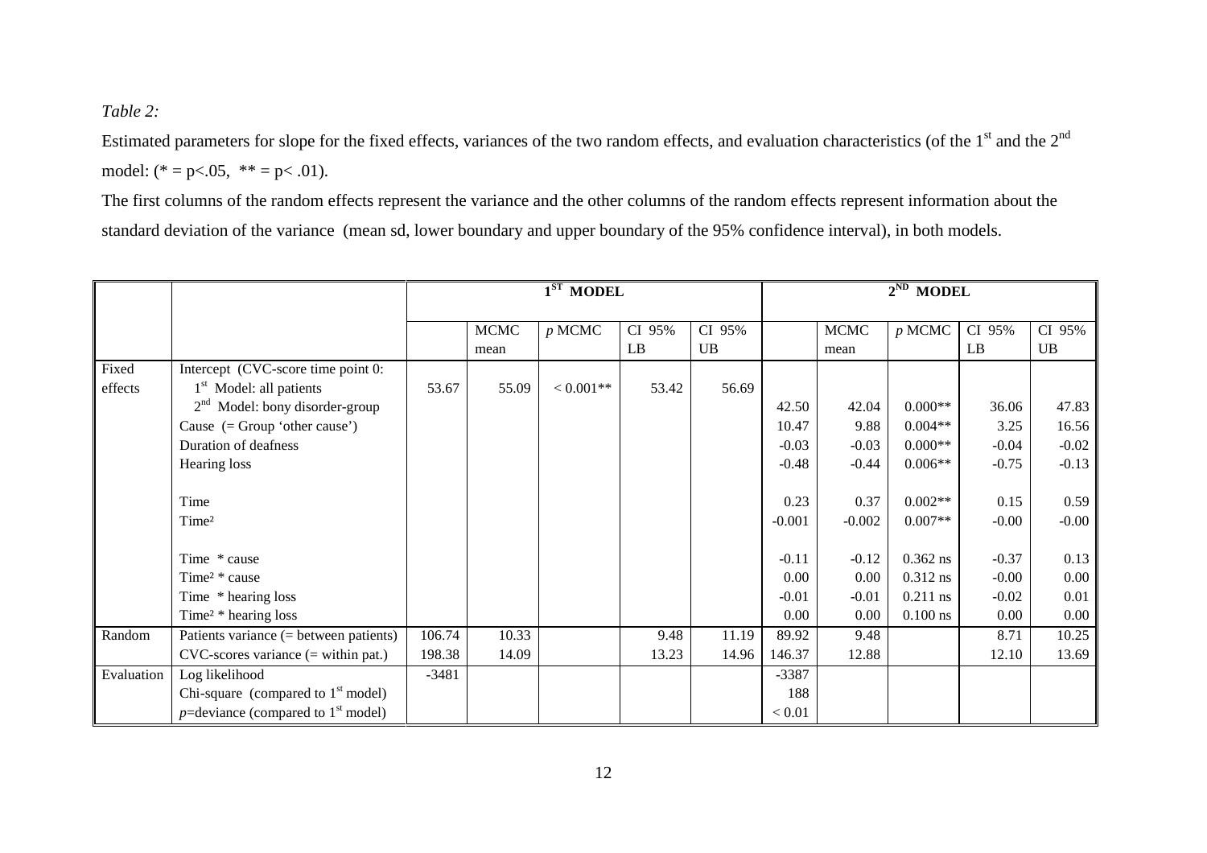*Table 2:*

Estimated parameters for slope for the fixed effects, variances of the two random effects, and evaluation characteristics (of the 1st and the 2nd model: (* = p<.05, ** = p< .01).

The first columns of the random effects represent the variance and the other columns of the random effects represent information about the standard deviation of the variance (mean sd, lower boundary and upper boundary of the 95% confidence interval), in both models.

| | | 1ST MODEL | | | | | 2ND MODEL | | | | |
|---|---|---|---|---|---|---|---|---|---|---|---|
| | | | MCMC mean | *p* MCMC | CI 95% LB | CI 95% UB | | MCMC mean | *p* MCMC | CI 95% LB | CI 95% UB |
| Fixed effects | Intercept (CVC-score time point 0: | | | | | | | | | | |
| | 1st Model: all patients | 53.67 | 55.09 | < 0.001** | 53.42 | 56.69 | | | | | |
| | 2nd Model: bony disorder-group | | | | | | 42.50 | 42.04 | 0.000** | 36.06 | 47.83 |
| | Cause (= Group 'other cause') | | | | | | 10.47 | 9.88 | 0.004** | 3.25 | 16.56 |
| | Duration of deafness | | | | | | -0.03 | -0.03 | 0.000** | -0.04 | -0.02 |
| | Hearing loss | | | | | | -0.48 | -0.44 | 0.006** | -0.75 | -0.13 |
| | Time | | | | | | 0.23 | 0.37 | 0.002** | 0.15 | 0.59 |
| | Time² | | | | | | -0.001 | -0.002 | 0.007** | -0.00 | -0.00 |
| | Time * cause | | | | | | -0.11 | -0.12 | 0.362 ns | -0.37 | 0.13 |
| | Time² * cause | | | | | | 0.00 | 0.00 | 0.312 ns | -0.00 | 0.00 |
| | Time * hearing loss | | | | | | -0.01 | -0.01 | 0.211 ns | -0.02 | 0.01 |
| | Time² * hearing loss | | | | | | 0.00 | 0.00 | 0.100 ns | 0.00 | 0.00 |
| Random | Patients variance (= between patients) | 106.74 | 10.33 | | 9.48 | 11.19 | 89.92 | 9.48 | | 8.71 | 10.25 |
| | CVC-scores variance (= within pat.) | 198.38 | 14.09 | | 13.23 | 14.96 | 146.37 | 12.88 | | 12.10 | 13.69 |
| Evaluation | Log likelihood | -3481 | | | | | -3387 | | | | |
| | Chi-square (compared to 1st model) | | | | | | 188 | | | | |
| | *p*=deviance (compared to 1st model) | | | | | | < 0.01 | | | | |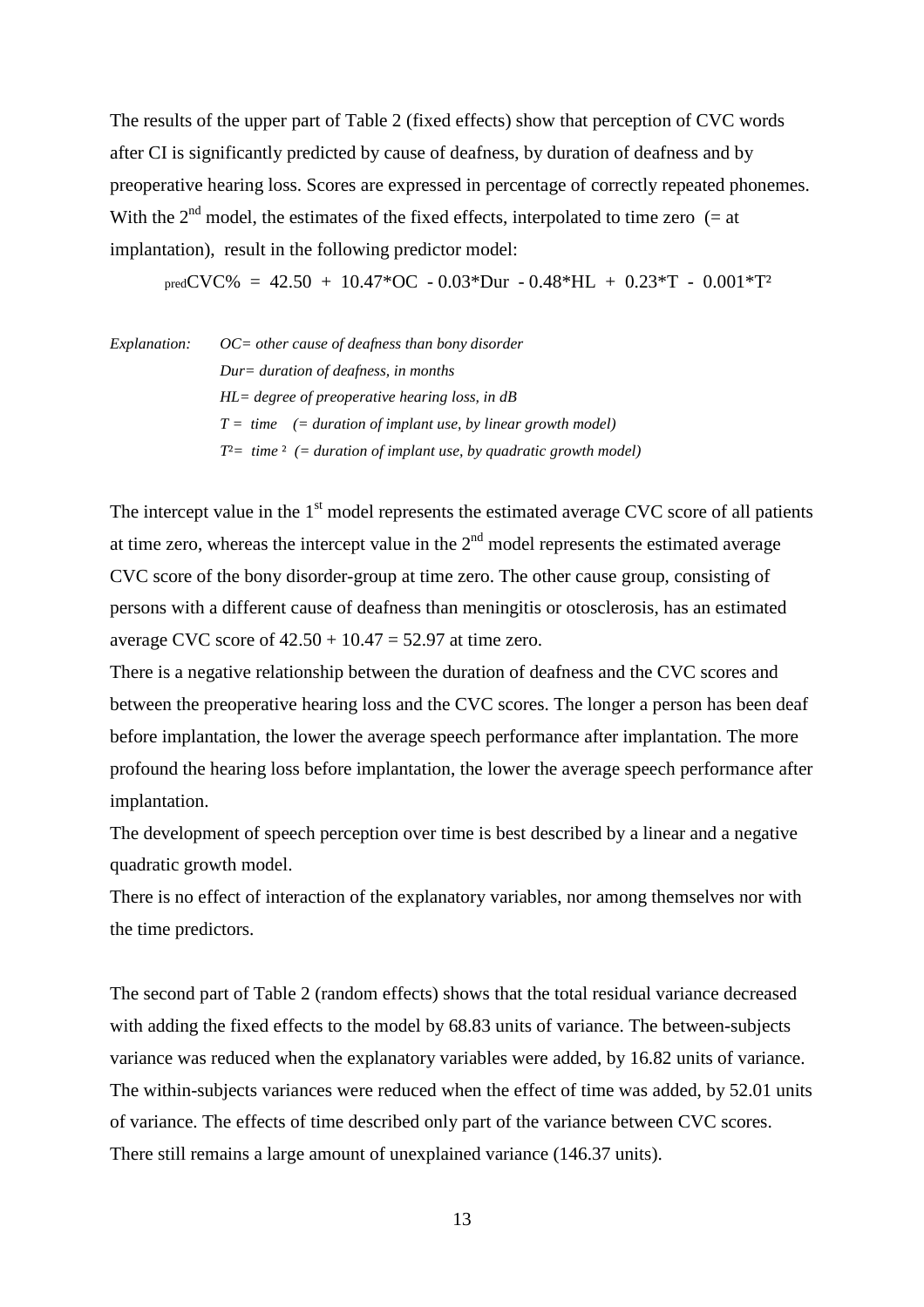The results of the upper part of Table 2 (fixed effects) show that perception of CVC words after CI is significantly predicted by cause of deafness, by duration of deafness and by preoperative hearing loss. Scores are expressed in percentage of correctly repeated phonemes. With the 2nd model, the estimates of the fixed effects, interpolated to time zero (= at implantation), result in the following predictor model:

$$_{pred}CVC\% = 42.50 + 10.47*OC - 0.03*Dur - 0.48*HL + 0.23*T - 0.001*T^2$$

*Explanation:* *OC= other cause of deafness than bony disorder*
*Dur= duration of deafness, in months*
*HL= degree of preoperative hearing loss, in dB*
*T = time (= duration of implant use, by linear growth model)*
*T²= time ² (= duration of implant use, by quadratic growth model)*

The intercept value in the 1st model represents the estimated average CVC score of all patients at time zero, whereas the intercept value in the 2nd model represents the estimated average CVC score of the bony disorder-group at time zero. The other cause group, consisting of persons with a different cause of deafness than meningitis or otosclerosis, has an estimated average CVC score of $42.50 + 10.47 = 52.97$ at time zero.

There is a negative relationship between the duration of deafness and the CVC scores and between the preoperative hearing loss and the CVC scores. The longer a person has been deaf before implantation, the lower the average speech performance after implantation. The more profound the hearing loss before implantation, the lower the average speech performance after implantation.

The development of speech perception over time is best described by a linear and a negative quadratic growth model.

There is no effect of interaction of the explanatory variables, nor among themselves nor with the time predictors.

The second part of Table 2 (random effects) shows that the total residual variance decreased with adding the fixed effects to the model by 68.83 units of variance. The between-subjects variance was reduced when the explanatory variables were added, by 16.82 units of variance. The within-subjects variances were reduced when the effect of time was added, by 52.01 units of variance. The effects of time described only part of the variance between CVC scores. There still remains a large amount of unexplained variance (146.37 units).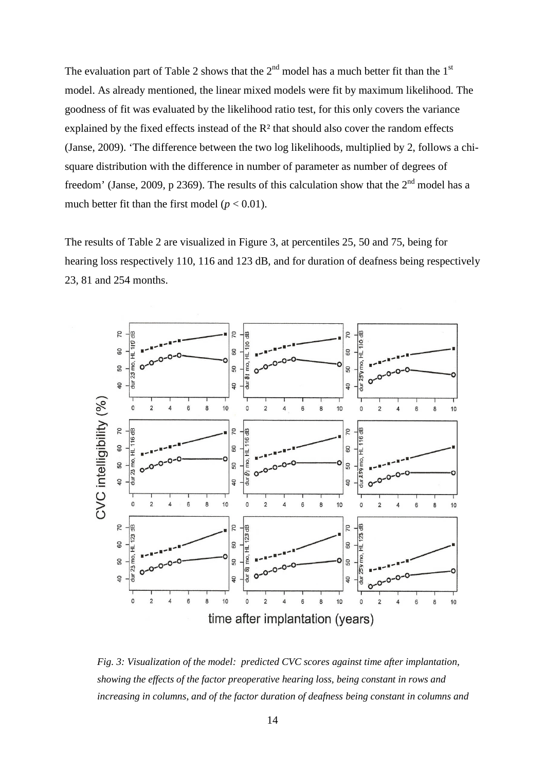The evaluation part of Table 2 shows that the 2nd model has a much better fit than the 1st model. As already mentioned, the linear mixed models were fit by maximum likelihood. The goodness of fit was evaluated by the likelihood ratio test, for this only covers the variance explained by the fixed effects instead of the $R^2$ that should also cover the random effects (Janse, 2009). 'The difference between the two log likelihoods, multiplied by 2, follows a chi-square distribution with the difference in number of parameter as number of degrees of freedom' (Janse, 2009, p 2369). The results of this calculation show that the 2nd model has a much better fit than the first model ($p < 0.01$).

The results of Table 2 are visualized in Figure 3, at percentiles 25, 50 and 75, being for hearing loss respectively 110, 116 and 123 dB, and for duration of deafness being respectively 23, 81 and 254 months.

*Fig. 3: Visualization of the model: predicted CVC scores against time after implantation, showing the effects of the factor preoperative hearing loss, being constant in rows and increasing in columns, and of the factor duration of deafness being constant in columns and*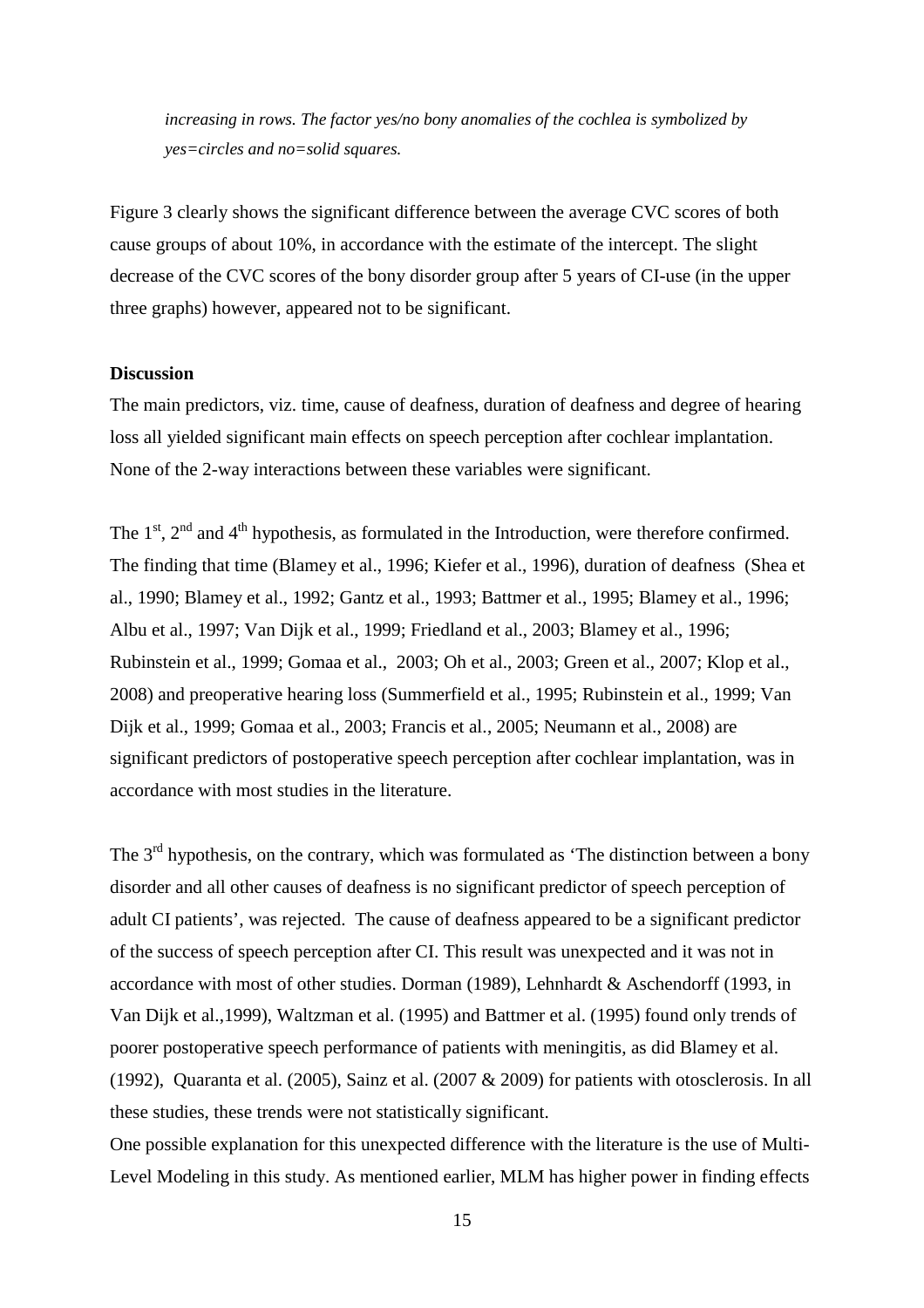*increasing in rows. The factor yes/no bony anomalies of the cochlea is symbolized by yes=circles and no=solid squares.*

Figure 3 clearly shows the significant difference between the average CVC scores of both cause groups of about 10%, in accordance with the estimate of the intercept. The slight decrease of the CVC scores of the bony disorder group after 5 years of CI-use (in the upper three graphs) however, appeared not to be significant.

**Discussion**

The main predictors, viz. time, cause of deafness, duration of deafness and degree of hearing loss all yielded significant main effects on speech perception after cochlear implantation. None of the 2-way interactions between these variables were significant.

The 1st, 2nd and 4th hypothesis, as formulated in the Introduction, were therefore confirmed. The finding that time (Blamey et al., 1996; Kiefer et al., 1996), duration of deafness (Shea et al., 1990; Blamey et al., 1992; Gantz et al., 1993; Battmer et al., 1995; Blamey et al., 1996; Albu et al., 1997; Van Dijk et al., 1999; Friedland et al., 2003; Blamey et al., 1996; Rubinstein et al., 1999; Gomaa et al., 2003; Oh et al., 2003; Green et al., 2007; Klop et al., 2008) and preoperative hearing loss (Summerfield et al., 1995; Rubinstein et al., 1999; Van Dijk et al., 1999; Gomaa et al., 2003; Francis et al., 2005; Neumann et al., 2008) are significant predictors of postoperative speech perception after cochlear implantation, was in accordance with most studies in the literature.

The 3rd hypothesis, on the contrary, which was formulated as 'The distinction between a bony disorder and all other causes of deafness is no significant predictor of speech perception of adult CI patients', was rejected. The cause of deafness appeared to be a significant predictor of the success of speech perception after CI. This result was unexpected and it was not in accordance with most of other studies. Dorman (1989), Lehnhardt & Aschendorff (1993, in Van Dijk et al.,1999), Waltzman et al. (1995) and Battmer et al. (1995) found only trends of poorer postoperative speech performance of patients with meningitis, as did Blamey et al. (1992), Quaranta et al. (2005), Sainz et al. (2007 & 2009) for patients with otosclerosis. In all these studies, these trends were not statistically significant.

One possible explanation for this unexpected difference with the literature is the use of Multi-Level Modeling in this study. As mentioned earlier, MLM has higher power in finding effects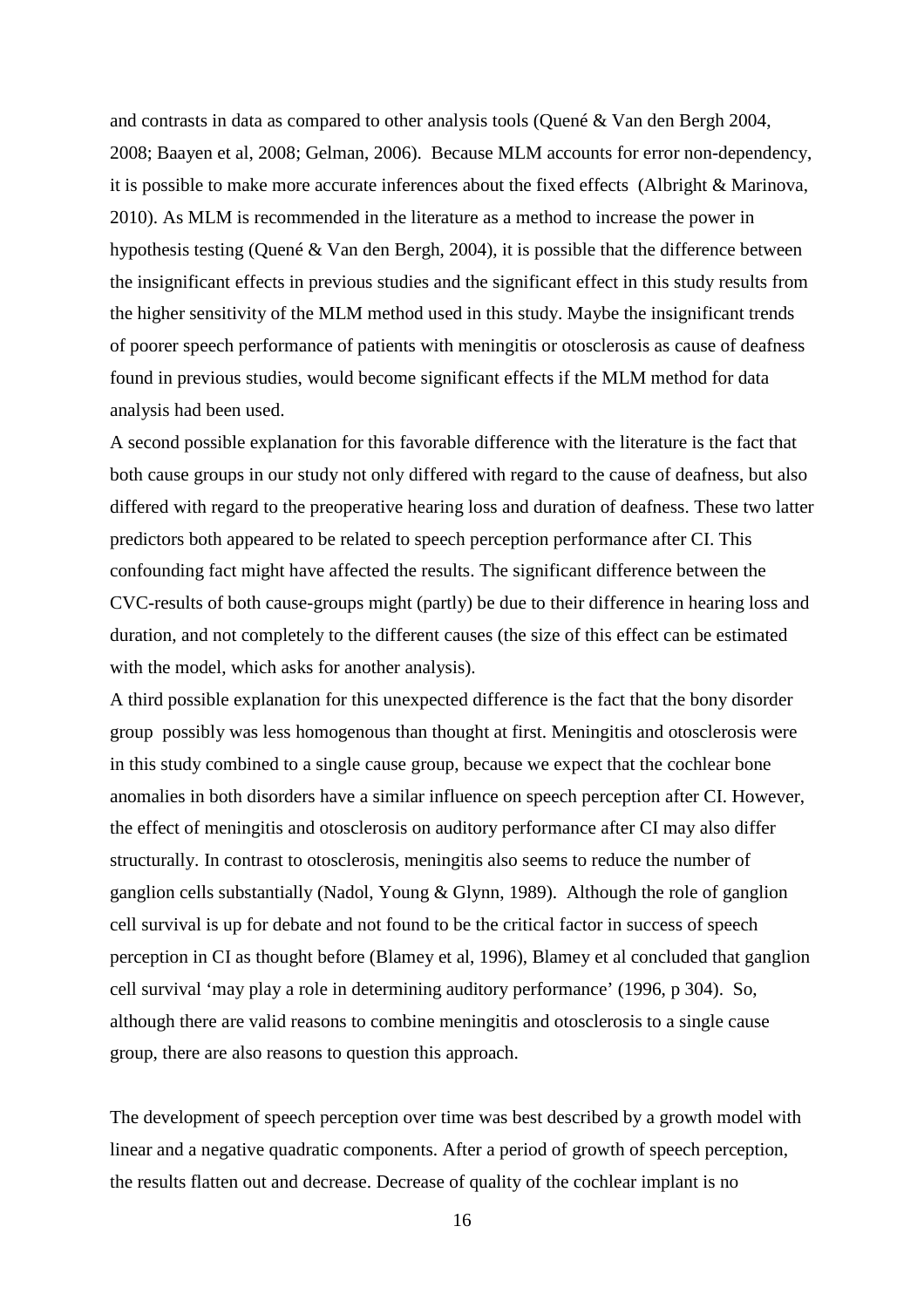and contrasts in data as compared to other analysis tools (Quené & Van den Bergh 2004, 2008; Baayen et al, 2008; Gelman, 2006). Because MLM accounts for error non-dependency, it is possible to make more accurate inferences about the fixed effects (Albright & Marinova, 2010). As MLM is recommended in the literature as a method to increase the power in hypothesis testing (Quené & Van den Bergh, 2004), it is possible that the difference between the insignificant effects in previous studies and the significant effect in this study results from the higher sensitivity of the MLM method used in this study. Maybe the insignificant trends of poorer speech performance of patients with meningitis or otosclerosis as cause of deafness found in previous studies, would become significant effects if the MLM method for data analysis had been used.

A second possible explanation for this favorable difference with the literature is the fact that both cause groups in our study not only differed with regard to the cause of deafness, but also differed with regard to the preoperative hearing loss and duration of deafness. These two latter predictors both appeared to be related to speech perception performance after CI. This confounding fact might have affected the results. The significant difference between the CVC-results of both cause-groups might (partly) be due to their difference in hearing loss and duration, and not completely to the different causes (the size of this effect can be estimated with the model, which asks for another analysis).

A third possible explanation for this unexpected difference is the fact that the bony disorder group possibly was less homogenous than thought at first. Meningitis and otosclerosis were in this study combined to a single cause group, because we expect that the cochlear bone anomalies in both disorders have a similar influence on speech perception after CI. However, the effect of meningitis and otosclerosis on auditory performance after CI may also differ structurally. In contrast to otosclerosis, meningitis also seems to reduce the number of ganglion cells substantially (Nadol, Young & Glynn, 1989). Although the role of ganglion cell survival is up for debate and not found to be the critical factor in success of speech perception in CI as thought before (Blamey et al, 1996), Blamey et al concluded that ganglion cell survival 'may play a role in determining auditory performance' (1996, p 304). So, although there are valid reasons to combine meningitis and otosclerosis to a single cause group, there are also reasons to question this approach.

The development of speech perception over time was best described by a growth model with linear and a negative quadratic components. After a period of growth of speech perception, the results flatten out and decrease. Decrease of quality of the cochlear implant is no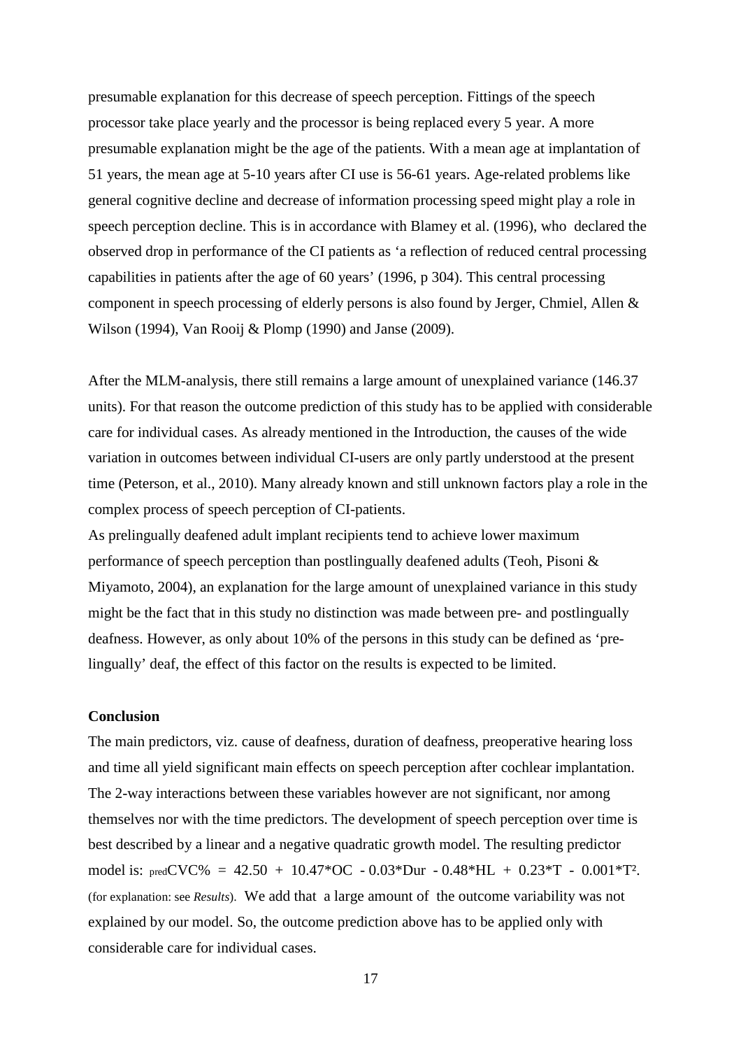presumable explanation for this decrease of speech perception. Fittings of the speech processor take place yearly and the processor is being replaced every 5 year. A more presumable explanation might be the age of the patients. With a mean age at implantation of 51 years, the mean age at 5-10 years after CI use is 56-61 years. Age-related problems like general cognitive decline and decrease of information processing speed might play a role in speech perception decline. This is in accordance with Blamey et al. (1996), who declared the observed drop in performance of the CI patients as 'a reflection of reduced central processing capabilities in patients after the age of 60 years' (1996, p 304). This central processing component in speech processing of elderly persons is also found by Jerger, Chmiel, Allen & Wilson (1994), Van Rooij & Plomp (1990) and Janse (2009).

After the MLM-analysis, there still remains a large amount of unexplained variance (146.37 units). For that reason the outcome prediction of this study has to be applied with considerable care for individual cases. As already mentioned in the Introduction, the causes of the wide variation in outcomes between individual CI-users are only partly understood at the present time (Peterson, et al., 2010). Many already known and still unknown factors play a role in the complex process of speech perception of CI-patients.

As prelingually deafened adult implant recipients tend to achieve lower maximum performance of speech perception than postlingually deafened adults (Teoh, Pisoni & Miyamoto, 2004), an explanation for the large amount of unexplained variance in this study might be the fact that in this study no distinction was made between pre- and postlingually deafness. However, as only about 10% of the persons in this study can be defined as 'pre-lingually' deaf, the effect of this factor on the results is expected to be limited.

**Conclusion**

The main predictors, viz. cause of deafness, duration of deafness, preoperative hearing loss and time all yield significant main effects on speech perception after cochlear implantation. The 2-way interactions between these variables however are not significant, nor among themselves nor with the time predictors. The development of speech perception over time is best described by a linear and a negative quadratic growth model. The resulting predictor model is: ${}_{pred}CVC\% = 42.50 + 10.47*OC - 0.03*Dur - 0.48*HL + 0.23*T - 0.001*T^2$. (for explanation: see *Results*). We add that a large amount of the outcome variability was not explained by our model. So, the outcome prediction above has to be applied only with considerable care for individual cases.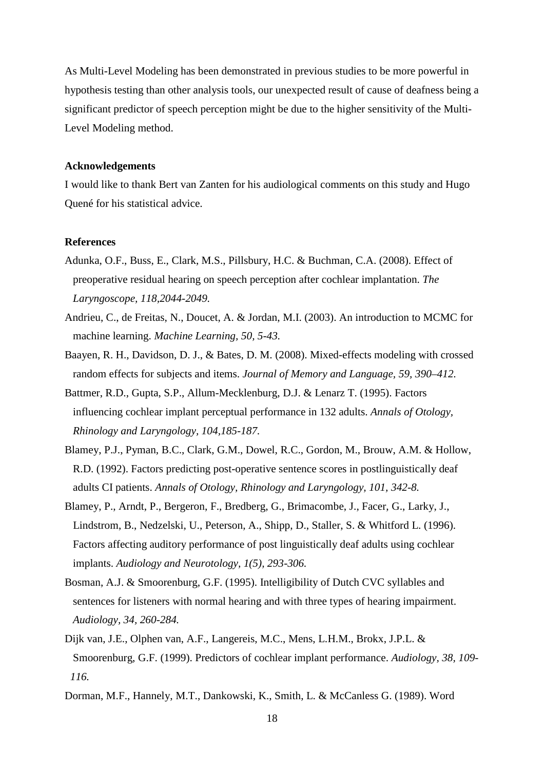As Multi-Level Modeling has been demonstrated in previous studies to be more powerful in hypothesis testing than other analysis tools, our unexpected result of cause of deafness being a significant predictor of speech perception might be due to the higher sensitivity of the Multi-Level Modeling method.

**Acknowledgements**

I would like to thank Bert van Zanten for his audiological comments on this study and Hugo Quené for his statistical advice.

**References**

Adunka, O.F., Buss, E., Clark, M.S., Pillsbury, H.C. & Buchman, C.A. (2008). Effect of preoperative residual hearing on speech perception after cochlear implantation. *The Laryngoscope, 118,2044-2049.*

Andrieu, C., de Freitas, N., Doucet, A. & Jordan, M.I. (2003). An introduction to MCMC for machine learning. *Machine Learning, 50, 5-43.*

Baayen, R. H., Davidson, D. J., & Bates, D. M. (2008). Mixed-effects modeling with crossed random effects for subjects and items. *Journal of Memory and Language, 59, 390–412.*

Battmer, R.D., Gupta, S.P., Allum-Mecklenburg, D.J. & Lenarz T. (1995). Factors influencing cochlear implant perceptual performance in 132 adults. *Annals of Otology, Rhinology and Laryngology, 104,185-187.*

Blamey, P.J., Pyman, B.C., Clark, G.M., Dowel, R.C., Gordon, M., Brouw, A.M. & Hollow, R.D. (1992). Factors predicting post-operative sentence scores in postlinguistically deaf adults CI patients. *Annals of Otology, Rhinology and Laryngology, 101, 342-8.*

Blamey, P., Arndt, P., Bergeron, F., Bredberg, G., Brimacombe, J., Facer, G., Larky, J., Lindstrom, B., Nedzelski, U., Peterson, A., Shipp, D., Staller, S. & Whitford L. (1996). Factors affecting auditory performance of post linguistically deaf adults using cochlear implants. *Audiology and Neurotology, 1(5), 293-306.*

Bosman, A.J. & Smoorenburg, G.F. (1995). Intelligibility of Dutch CVC syllables and sentences for listeners with normal hearing and with three types of hearing impairment. *Audiology, 34, 260-284.*

Dijk van, J.E., Olphen van, A.F., Langereis, M.C., Mens, L.H.M., Brokx, J.P.L. & Smoorenburg, G.F. (1999). Predictors of cochlear implant performance. *Audiology, 38, 109-116.*

Dorman, M.F., Hannely, M.T., Dankowski, K., Smith, L. & McCanless G. (1989). Word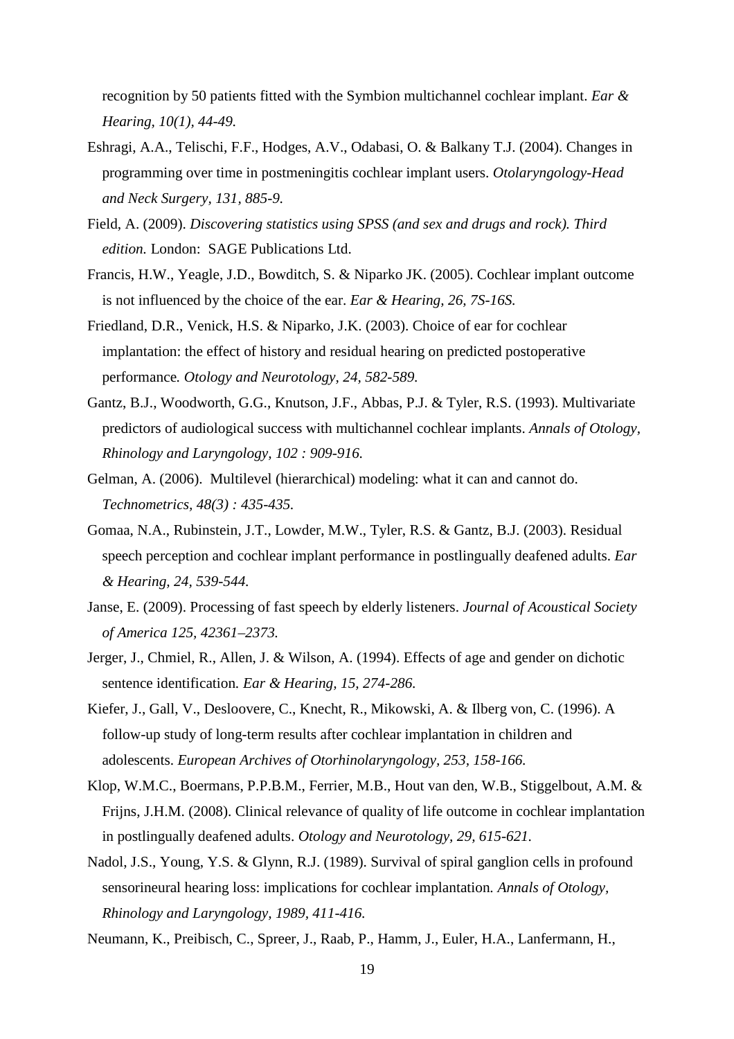recognition by 50 patients fitted with the Symbion multichannel cochlear implant. *Ear & Hearing, 10(1), 44-49.*

Eshragi, A.A., Telischi, F.F., Hodges, A.V., Odabasi, O. & Balkany T.J. (2004). Changes in programming over time in postmeningitis cochlear implant users. *Otolaryngology-Head and Neck Surgery, 131, 885-9.*

Field, A. (2009). *Discovering statistics using SPSS (and sex and drugs and rock). Third edition.* London: SAGE Publications Ltd.

Francis, H.W., Yeagle, J.D., Bowditch, S. & Niparko JK. (2005). Cochlear implant outcome is not influenced by the choice of the ear. *Ear & Hearing, 26, 7S-16S.*

Friedland, D.R., Venick, H.S. & Niparko, J.K. (2003). Choice of ear for cochlear implantation: the effect of history and residual hearing on predicted postoperative performance*. Otology and Neurotology, 24, 582-589.*

Gantz, B.J., Woodworth, G.G., Knutson, J.F., Abbas, P.J. & Tyler, R.S. (1993). Multivariate predictors of audiological success with multichannel cochlear implants. *Annals of Otology, Rhinology and Laryngology, 102 : 909-916.*

Gelman, A. (2006). Multilevel (hierarchical) modeling: what it can and cannot do. *Technometrics, 48(3) : 435-435.*

Gomaa, N.A., Rubinstein, J.T., Lowder, M.W., Tyler, R.S. & Gantz, B.J. (2003). Residual speech perception and cochlear implant performance in postlingually deafened adults. *Ear & Hearing, 24, 539-544.*

Janse, E. (2009). Processing of fast speech by elderly listeners. *Journal of Acoustical Society of America 125, 42361–2373.*

Jerger, J., Chmiel, R., Allen, J. & Wilson, A. (1994). Effects of age and gender on dichotic sentence identification*. Ear & Hearing, 15, 274-286.*

Kiefer, J., Gall, V., Desloovere, C., Knecht, R., Mikowski, A. & Ilberg von, C. (1996). A follow-up study of long-term results after cochlear implantation in children and adolescents. *European Archives of Otorhinolaryngology, 253, 158-166.*

Klop, W.M.C., Boermans, P.P.B.M., Ferrier, M.B., Hout van den, W.B., Stiggelbout, A.M. & Frijns, J.H.M. (2008). Clinical relevance of quality of life outcome in cochlear implantation in postlingually deafened adults. *Otology and Neurotology, 29, 615-621.*

Nadol, J.S., Young, Y.S. & Glynn, R.J. (1989). Survival of spiral ganglion cells in profound sensorineural hearing loss: implications for cochlear implantation*. Annals of Otology, Rhinology and Laryngology, 1989, 411-416.*

Neumann, K., Preibisch, C., Spreer, J., Raab, P., Hamm, J., Euler, H.A., Lanfermann, H.,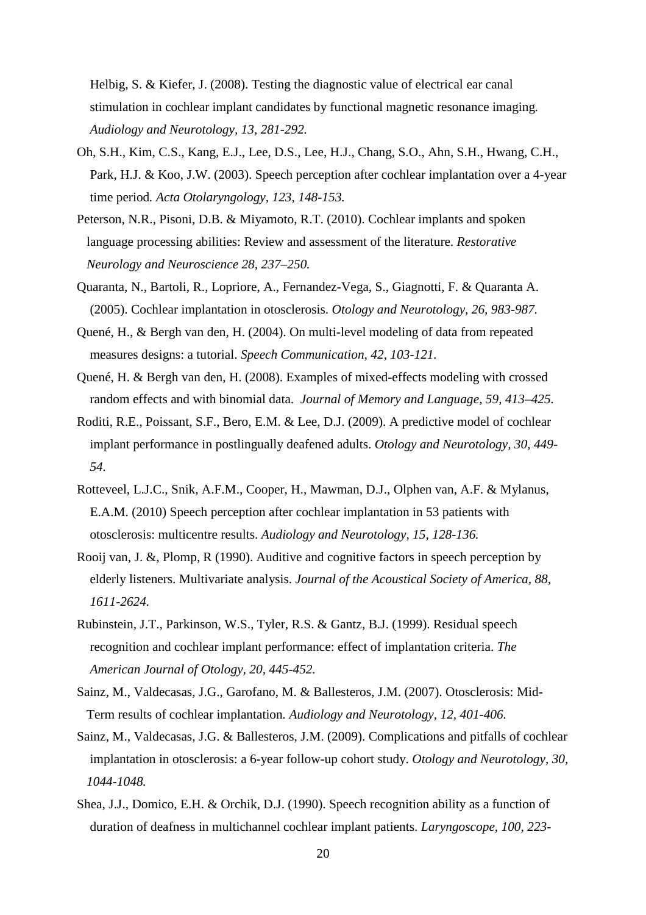Helbig, S. & Kiefer, J. (2008). Testing the diagnostic value of electrical ear canal stimulation in cochlear implant candidates by functional magnetic resonance imaging. *Audiology and Neurotology, 13, 281-292.*

Oh, S.H., Kim, C.S., Kang, E.J., Lee, D.S., Lee, H.J., Chang, S.O., Ahn, S.H., Hwang, C.H., Park, H.J. & Koo, J.W. (2003). Speech perception after cochlear implantation over a 4-year time period. *Acta Otolaryngology, 123, 148-153.*

Peterson, N.R., Pisoni, D.B. & Miyamoto, R.T. (2010). Cochlear implants and spoken language processing abilities: Review and assessment of the literature. *Restorative Neurology and Neuroscience 28, 237–250.*

Quaranta, N., Bartoli, R., Lopriore, A., Fernandez-Vega, S., Giagnotti, F. & Quaranta A. (2005). Cochlear implantation in otosclerosis. *Otology and Neurotology, 26, 983-987.*

Quené, H., & Bergh van den, H. (2004). On multi-level modeling of data from repeated measures designs: a tutorial. *Speech Communication, 42, 103-121.*

Quené, H. & Bergh van den, H. (2008). Examples of mixed-effects modeling with crossed random effects and with binomial data. *Journal of Memory and Language, 59, 413–425.*

Roditi, R.E., Poissant, S.F., Bero, E.M. & Lee, D.J. (2009). A predictive model of cochlear implant performance in postlingually deafened adults. *Otology and Neurotology, 30, 449-54.*

Rotteveel, L.J.C., Snik, A.F.M., Cooper, H., Mawman, D.J., Olphen van, A.F. & Mylanus, E.A.M. (2010) Speech perception after cochlear implantation in 53 patients with otosclerosis: multicentre results. *Audiology and Neurotology, 15, 128-136.*

Rooij van, J. &, Plomp, R (1990). Auditive and cognitive factors in speech perception by elderly listeners. Multivariate analysis. *Journal of the Acoustical Society of America, 88, 1611-2624.*

Rubinstein, J.T., Parkinson, W.S., Tyler, R.S. & Gantz, B.J. (1999). Residual speech recognition and cochlear implant performance: effect of implantation criteria. *The American Journal of Otology, 20, 445-452.*

Sainz, M., Valdecasas, J.G., Garofano, M. & Ballesteros, J.M. (2007). Otosclerosis: Mid-Term results of cochlear implantation. *Audiology and Neurotology, 12, 401-406.*

Sainz, M., Valdecasas, J.G. & Ballesteros, J.M. (2009). Complications and pitfalls of cochlear implantation in otosclerosis: a 6-year follow-up cohort study. *Otology and Neurotology, 30, 1044-1048.*

Shea, J.J., Domico, E.H. & Orchik, D.J. (1990). Speech recognition ability as a function of duration of deafness in multichannel cochlear implant patients. *Laryngoscope, 100, 223-*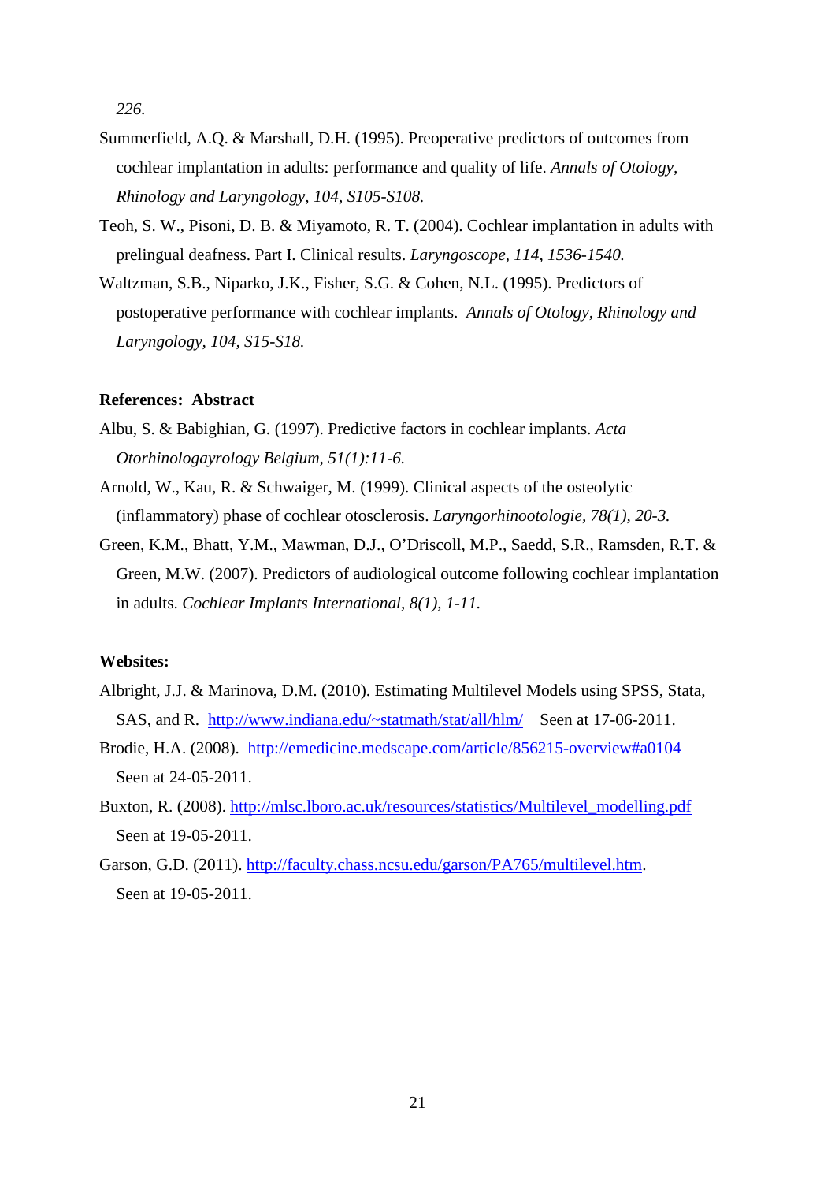*226.*

Summerfield, A.Q. & Marshall, D.H. (1995). Preoperative predictors of outcomes from cochlear implantation in adults: performance and quality of life. *Annals of Otology, Rhinology and Laryngology, 104, S105-S108.*

Teoh, S. W., Pisoni, D. B. & Miyamoto, R. T. (2004). Cochlear implantation in adults with prelingual deafness. Part I. Clinical results. *Laryngoscope, 114, 1536-1540.*

Waltzman, S.B., Niparko, J.K., Fisher, S.G. & Cohen, N.L. (1995). Predictors of postoperative performance with cochlear implants. *Annals of Otology, Rhinology and Laryngology, 104, S15-S18.*

**References: Abstract**

Albu, S. & Babighian, G. (1997). Predictive factors in cochlear implants. *Acta Otorhinologayrology Belgium, 51(1):11-6.*

Arnold, W., Kau, R. & Schwaiger, M. (1999). Clinical aspects of the osteolytic (inflammatory) phase of cochlear otosclerosis. *Laryngorhinootologie, 78(1), 20-3.*

Green, K.M., Bhatt, Y.M., Mawman, D.J., O'Driscoll, M.P., Saedd, S.R., Ramsden, R.T. & Green, M.W. (2007). Predictors of audiological outcome following cochlear implantation in adults. *Cochlear Implants International, 8(1), 1-11.*

**Websites:**

Albright, J.J. & Marinova, D.M. (2010). Estimating Multilevel Models using SPSS, Stata, SAS, and R. http://www.indiana.edu/~statmath/stat/all/hlm/ Seen at 17-06-2011.

Brodie, H.A. (2008). http://emedicine.medscape.com/article/856215-overview#a0104 Seen at 24-05-2011.

Buxton, R. (2008). http://mlsc.lboro.ac.uk/resources/statistics/Multilevel_modelling.pdf Seen at 19-05-2011.

Garson, G.D. (2011). http://faculty.chass.ncsu.edu/garson/PA765/multilevel.htm. Seen at 19-05-2011.